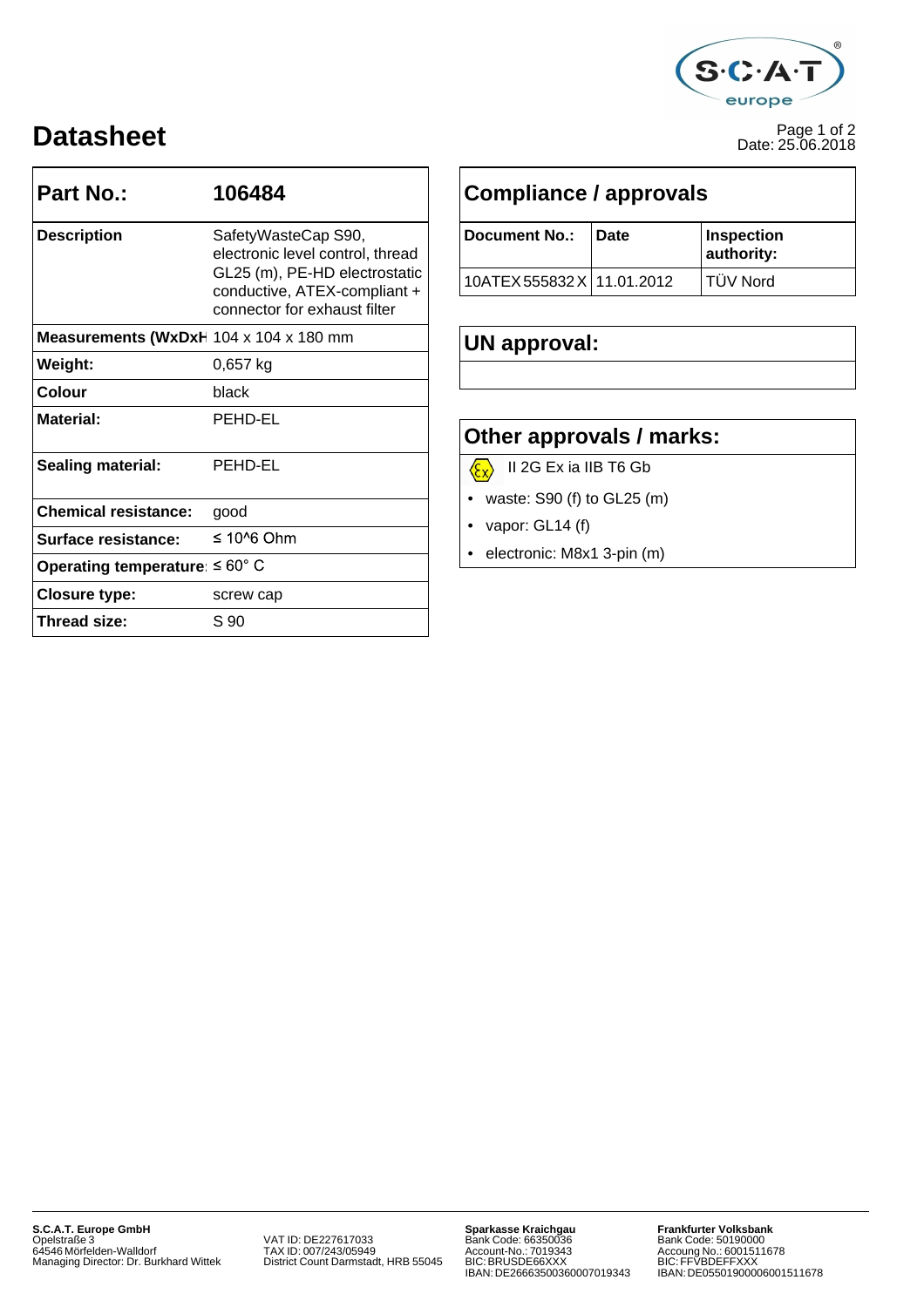# Datasheet

Date: 25.06.2018

| Part No.: | 106484 |
|---|---|
| Description | SafetyWasteCap S90, electronic level control, thread GL25 (m), PE-HD electrostatic conductive, ATEX-compliant + connector for exhaust filter |
| Measurements (WxDxH | 104 x 104 x 180 mm |
| Weight: | 0,657 kg |
| Colour | black |
| Material: | PEHD-EL |
| Sealing material: | PEHD-EL |
| Chemical resistance: | good |
| Surface resistance: | ≤ 10^6 Ohm |
| Operating temperature: | ≤ 60° C |
| Closure type: | screw cap |
| Thread size: | S 90 |

## Compliance / approvals

| Document No.: | Date | Inspection authority: |
|---|---|---|
| 10ATEX 555832 X | 11.01.2012 | TÜV Nord |

## UN approval:

## Other approvals / marks:

Ex II 2G Ex ia IIB T6 Gb

- waste: S90 (f) to GL25 (m)
- vapor: GL14 (f)
- electronic: M8x1 3-pin (m)

**S.C.A.T. Europe GmbH**
Opelstraße 3
64546 Mörfelden-Walldorf
Managing Director: Dr. Burkhard Wittek

VAT ID: DE227617033
TAX ID: 007/243/05949
District Count Darmstadt, HRB 55045

**Sparkasse Kraichgau**
Bank Code: 66350036
Account-No.: 7019343
BIC: BRUSDE66XXX
IBAN: DE26663500360007019343

**Frankfurter Volksbank**
Bank Code: 50190000
Accoung No.: 6001511678
BIC: FFVBDEFFXXX
IBAN: DE05501900006001511678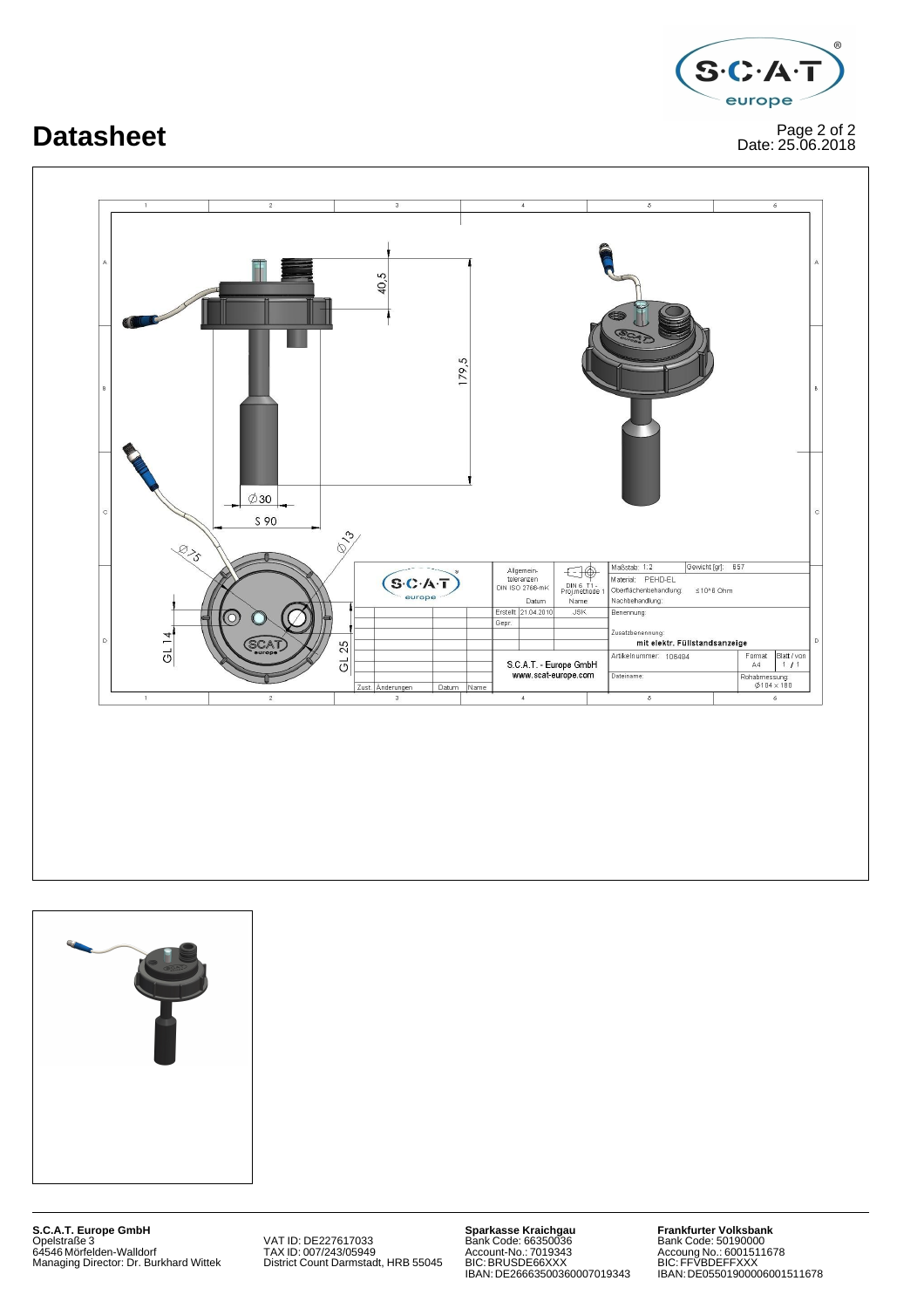# Datasheet

Date: 25.06.2018

40,5

179,5

Ø30

S 90

Ø75

Ø13

GL 14

GL 25

| | | | |
|---|---|---|---|
| Allgemein-toleranzen DIN ISO 2768-mK | DIN 6 T1 - Projmethode 1 | Maßstab: 1:2 | Gewicht [gr]: 657 |
| | | Material: PEHD-EL | |
| | | Oberflächenbehandlung: ≤10^8 Ohm | |
| Datum | Name | Nachbehandlung: | |
| Erstellt: 21.04.2010 | JSK | Benennung: | |
| Gepr.: | | Zusatzbenennung: mit elektr. Füllstandsanzeige | |
| S.C.A.T. - Europe GmbH www.scat-europe.com | | Artikelnummer: 108494 | Format A4 / Blatt / von 1 / 1 |
| | | Dateiname: | Rohabmessung: Ø104 x 180 |

Zust. | Änderungen | Datum | Name

**S.C.A.T. Europe GmbH**
Opelstraße 3
64546 Mörfelden-Walldorf
Managing Director: Dr. Burkhard Wittek

VAT ID: DE227617033
TAX ID: 007/243/05949
District Count Darmstadt, HRB 55045

**Sparkasse Kraichgau**
Bank Code: 66350036
Account-No.: 7019343
BIC: BRUSDE66XXX
IBAN: DE26663500360007019343

**Frankfurter Volksbank**
Bank Code: 50190000
Accoung No.: 6001511678
BIC: FFVBDEFFXXX
IBAN: DE05501900006001511678